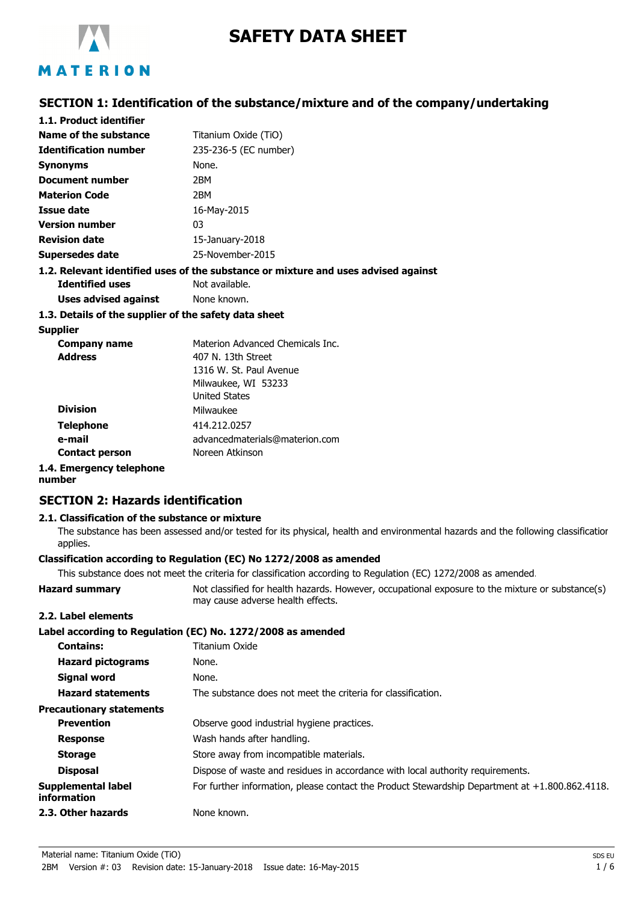# SAFETY DATA SHEET

## SECTION 1: Identification of the substance/mixture and of the company/undertaking

**1.1. Product identifier**

| | |
|---|---|
| **Name of the substance** | Titanium Oxide (TiO) |
| **Identification number** | 235-236-5 (EC number) |
| **Synonyms** | None. |
| **Document number** | 2BM |
| **Materion Code** | 2BM |
| **Issue date** | 16-May-2015 |
| **Version number** | 03 |
| **Revision date** | 15-January-2018 |
| **Supersedes date** | 25-November-2015 |

**1.2. Relevant identified uses of the substance or mixture and uses advised against**

| | |
|---|---|
| **Identified uses** | Not available. |
| **Uses advised against** | None known. |

**1.3. Details of the supplier of the safety data sheet**

**Supplier**

| | |
|---|---|
| **Company name** | Materion Advanced Chemicals Inc. |
| **Address** | 407 N. 13th Street<br>1316 W. St. Paul Avenue<br>Milwaukee, WI 53233<br>United States |
| **Division** | Milwaukee |
| **Telephone** | 414.212.0257 |
| **e-mail** | advancedmaterials@materion.com |
| **Contact person** | Noreen Atkinson |

**1.4. Emergency telephone number**

## SECTION 2: Hazards identification

**2.1. Classification of the substance or mixture**

The substance has been assessed and/or tested for its physical, health and environmental hazards and the following classification applies.

**Classification according to Regulation (EC) No 1272/2008 as amended**

This substance does not meet the criteria for classification according to Regulation (EC) 1272/2008 as amended.

**Hazard summary** Not classified for health hazards. However, occupational exposure to the mixture or substance(s) may cause adverse health effects.

**2.2. Label elements**

**Label according to Regulation (EC) No. 1272/2008 as amended**

| | |
|---|---|
| **Contains:** | Titanium Oxide |
| **Hazard pictograms** | None. |
| **Signal word** | None. |
| **Hazard statements** | The substance does not meet the criteria for classification. |

**Precautionary statements**

| | |
|---|---|
| **Prevention** | Observe good industrial hygiene practices. |
| **Response** | Wash hands after handling. |
| **Storage** | Store away from incompatible materials. |
| **Disposal** | Dispose of waste and residues in accordance with local authority requirements. |
| **Supplemental label information** | For further information, please contact the Product Stewardship Department at +1.800.862.4118. |
| **2.3. Other hazards** | None known. |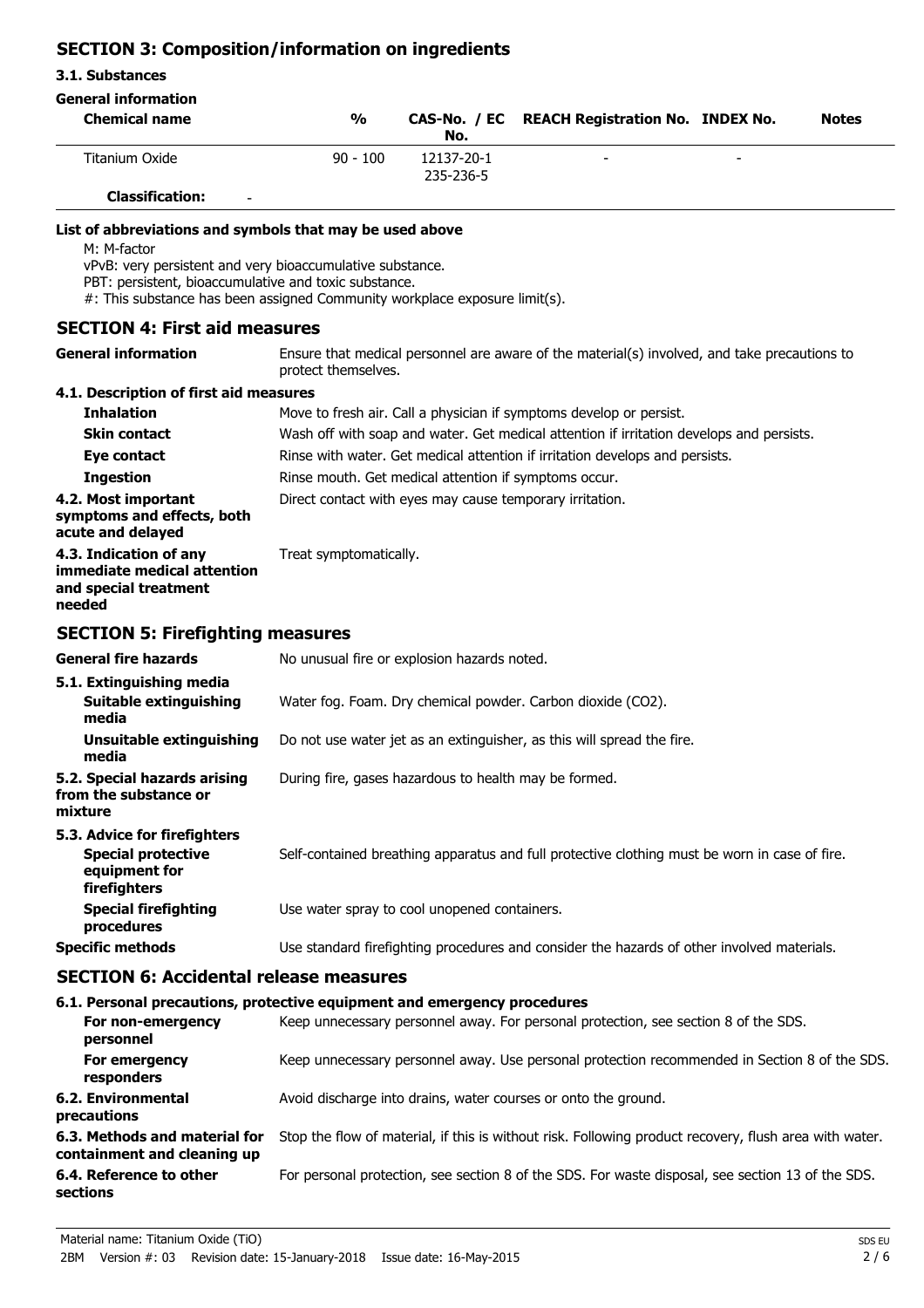## SECTION 3: Composition/information on ingredients

### 3.1. Substances

**General information**

| Chemical name | % | CAS-No. / EC No. | REACH Registration No. | INDEX No. | Notes |
|---|---|---|---|---|---|
| Titanium Oxide | 90 - 100 | 12137-20-1<br>235-236-5 | - | - | |
| **Classification:** - | | | | | |

**List of abbreviations and symbols that may be used above**

M: M-factor
vPvB: very persistent and very bioaccumulative substance.
PBT: persistent, bioaccumulative and toxic substance.
#: This substance has been assigned Community workplace exposure limit(s).

## SECTION 4: First aid measures

**General information** Ensure that medical personnel are aware of the material(s) involved, and take precautions to protect themselves.

### 4.1. Description of first aid measures

**Inhalation** Move to fresh air. Call a physician if symptoms develop or persist.

**Skin contact** Wash off with soap and water. Get medical attention if irritation develops and persists.

**Eye contact** Rinse with water. Get medical attention if irritation develops and persists.

**Ingestion** Rinse mouth. Get medical attention if symptoms occur.

**4.2. Most important symptoms and effects, both acute and delayed** Direct contact with eyes may cause temporary irritation.

**4.3. Indication of any immediate medical attention and special treatment needed** Treat symptomatically.

## SECTION 5: Firefighting measures

**General fire hazards** No unusual fire or explosion hazards noted.

### 5.1. Extinguishing media

**Suitable extinguishing media** Water fog. Foam. Dry chemical powder. Carbon dioxide ($CO_2$).

**Unsuitable extinguishing media** Do not use water jet as an extinguisher, as this will spread the fire.

**5.2. Special hazards arising from the substance or mixture** During fire, gases hazardous to health may be formed.

### 5.3. Advice for firefighters

**Special protective equipment for firefighters** Self-contained breathing apparatus and full protective clothing must be worn in case of fire.

**Special firefighting procedures** Use water spray to cool unopened containers.

**Specific methods** Use standard firefighting procedures and consider the hazards of other involved materials.

## SECTION 6: Accidental release measures

### 6.1. Personal precautions, protective equipment and emergency procedures

**For non-emergency personnel** Keep unnecessary personnel away. For personal protection, see section 8 of the SDS.

**For emergency responders** Keep unnecessary personnel away. Use personal protection recommended in Section 8 of the SDS.

**6.2. Environmental precautions** Avoid discharge into drains, water courses or onto the ground.

**6.3. Methods and material for containment and cleaning up** Stop the flow of material, if this is without risk. Following product recovery, flush area with water.

**6.4. Reference to other sections** For personal protection, see section 8 of the SDS. For waste disposal, see section 13 of the SDS.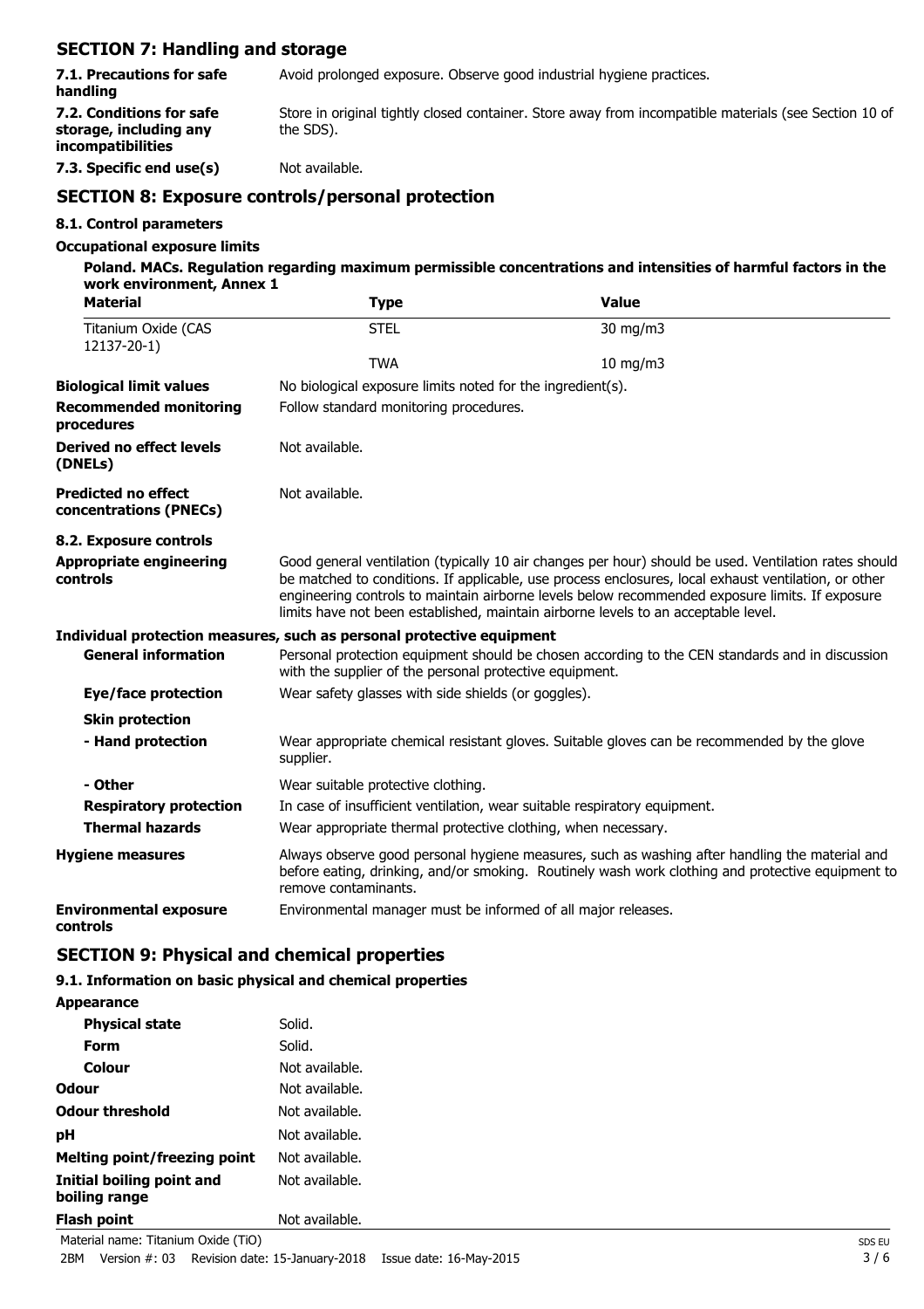## SECTION 7: Handling and storage

| | |
|---|---|
| **7.1. Precautions for safe handling** | Avoid prolonged exposure. Observe good industrial hygiene practices. |
| **7.2. Conditions for safe storage, including any incompatibilities** | Store in original tightly closed container. Store away from incompatible materials (see Section 10 of the SDS). |
| **7.3. Specific end use(s)** | Not available. |

## SECTION 8: Exposure controls/personal protection

### 8.1. Control parameters

**Occupational exposure limits**

**Poland. MACs. Regulation regarding maximum permissible concentrations and intensities of harmful factors in the work environment, Annex 1**

| Material | Type | Value |
|---|---|---|
| Titanium Oxide (CAS 12137-20-1) | STEL | 30 mg/m3 |
| | TWA | 10 mg/m3 |

| | |
|---|---|
| **Biological limit values** | No biological exposure limits noted for the ingredient(s). |
| **Recommended monitoring procedures** | Follow standard monitoring procedures. |
| **Derived no effect levels (DNELs)** | Not available. |
| **Predicted no effect concentrations (PNECs)** | Not available. |

### 8.2. Exposure controls

| | |
|---|---|
| **Appropriate engineering controls** | Good general ventilation (typically 10 air changes per hour) should be used. Ventilation rates should be matched to conditions. If applicable, use process enclosures, local exhaust ventilation, or other engineering controls to maintain airborne levels below recommended exposure limits. If exposure limits have not been established, maintain airborne levels to an acceptable level. |

**Individual protection measures, such as personal protective equipment**

| | |
|---|---|
| **General information** | Personal protection equipment should be chosen according to the CEN standards and in discussion with the supplier of the personal protective equipment. |
| **Eye/face protection** | Wear safety glasses with side shields (or goggles). |
| **Skin protection** | |
| **- Hand protection** | Wear appropriate chemical resistant gloves. Suitable gloves can be recommended by the glove supplier. |
| **- Other** | Wear suitable protective clothing. |
| **Respiratory protection** | In case of insufficient ventilation, wear suitable respiratory equipment. |
| **Thermal hazards** | Wear appropriate thermal protective clothing, when necessary. |
| **Hygiene measures** | Always observe good personal hygiene measures, such as washing after handling the material and before eating, drinking, and/or smoking. Routinely wash work clothing and protective equipment to remove contaminants. |
| **Environmental exposure controls** | Environmental manager must be informed of all major releases. |

## SECTION 9: Physical and chemical properties

### 9.1. Information on basic physical and chemical properties

| | |
|---|---|
| **Appearance** | |
| **Physical state** | Solid. |
| **Form** | Solid. |
| **Colour** | Not available. |
| **Odour** | Not available. |
| **Odour threshold** | Not available. |
| **pH** | Not available. |
| **Melting point/freezing point** | Not available. |
| **Initial boiling point and boiling range** | Not available. |
| **Flash point** | Not available. |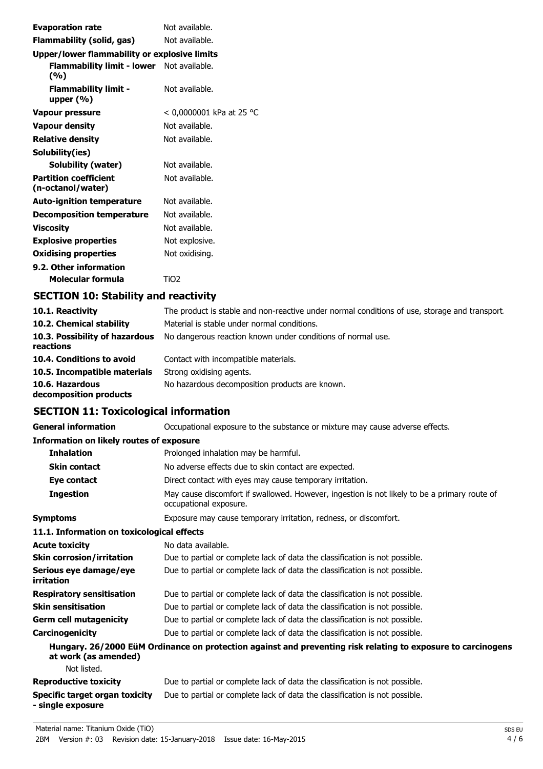| | |
|---|---|
| **Evaporation rate** | Not available. |
| **Flammability (solid, gas)** | Not available. |
| **Upper/lower flammability or explosive limits** | |
| **Flammability limit - lower (%)** | Not available. |
| **Flammability limit - upper (%)** | Not available. |
| **Vapour pressure** | < 0,0000001 kPa at 25 °C |
| **Vapour density** | Not available. |
| **Relative density** | Not available. |
| **Solubility(ies)** | |
| **Solubility (water)** | Not available. |
| **Partition coefficient (n-octanol/water)** | Not available. |
| **Auto-ignition temperature** | Not available. |
| **Decomposition temperature** | Not available. |
| **Viscosity** | Not available. |
| **Explosive properties** | Not explosive. |
| **Oxidising properties** | Not oxidising. |
| **9.2. Other information** | |
| **Molecular formula** | $TiO_2$ |

## SECTION 10: Stability and reactivity

| | |
|---|---|
| **10.1. Reactivity** | The product is stable and non-reactive under normal conditions of use, storage and transport. |
| **10.2. Chemical stability** | Material is stable under normal conditions. |
| **10.3. Possibility of hazardous reactions** | No dangerous reaction known under conditions of normal use. |
| **10.4. Conditions to avoid** | Contact with incompatible materials. |
| **10.5. Incompatible materials** | Strong oxidising agents. |
| **10.6. Hazardous decomposition products** | No hazardous decomposition products are known. |

## SECTION 11: Toxicological information

| | |
|---|---|
| **General information** | Occupational exposure to the substance or mixture may cause adverse effects. |
| **Information on likely routes of exposure** | |
| **Inhalation** | Prolonged inhalation may be harmful. |
| **Skin contact** | No adverse effects due to skin contact are expected. |
| **Eye contact** | Direct contact with eyes may cause temporary irritation. |
| **Ingestion** | May cause discomfort if swallowed. However, ingestion is not likely to be a primary route of occupational exposure. |
| **Symptoms** | Exposure may cause temporary irritation, redness, or discomfort. |

**11.1. Information on toxicological effects**

| | |
|---|---|
| **Acute toxicity** | No data available. |
| **Skin corrosion/irritation** | Due to partial or complete lack of data the classification is not possible. |
| **Serious eye damage/eye irritation** | Due to partial or complete lack of data the classification is not possible. |
| **Respiratory sensitisation** | Due to partial or complete lack of data the classification is not possible. |
| **Skin sensitisation** | Due to partial or complete lack of data the classification is not possible. |
| **Germ cell mutagenicity** | Due to partial or complete lack of data the classification is not possible. |
| **Carcinogenicity** | Due to partial or complete lack of data the classification is not possible. |

**Hungary. 26/2000 EüM Ordinance on protection against and preventing risk relating to exposure to carcinogens at work (as amended)**

Not listed.

| | |
|---|---|
| **Reproductive toxicity** | Due to partial or complete lack of data the classification is not possible. |
| **Specific target organ toxicity - single exposure** | Due to partial or complete lack of data the classification is not possible. |

Material name: Titanium Oxide (TiO)

2BM Version #: 03 Revision date: 15-January-2018 Issue date: 16-May-2015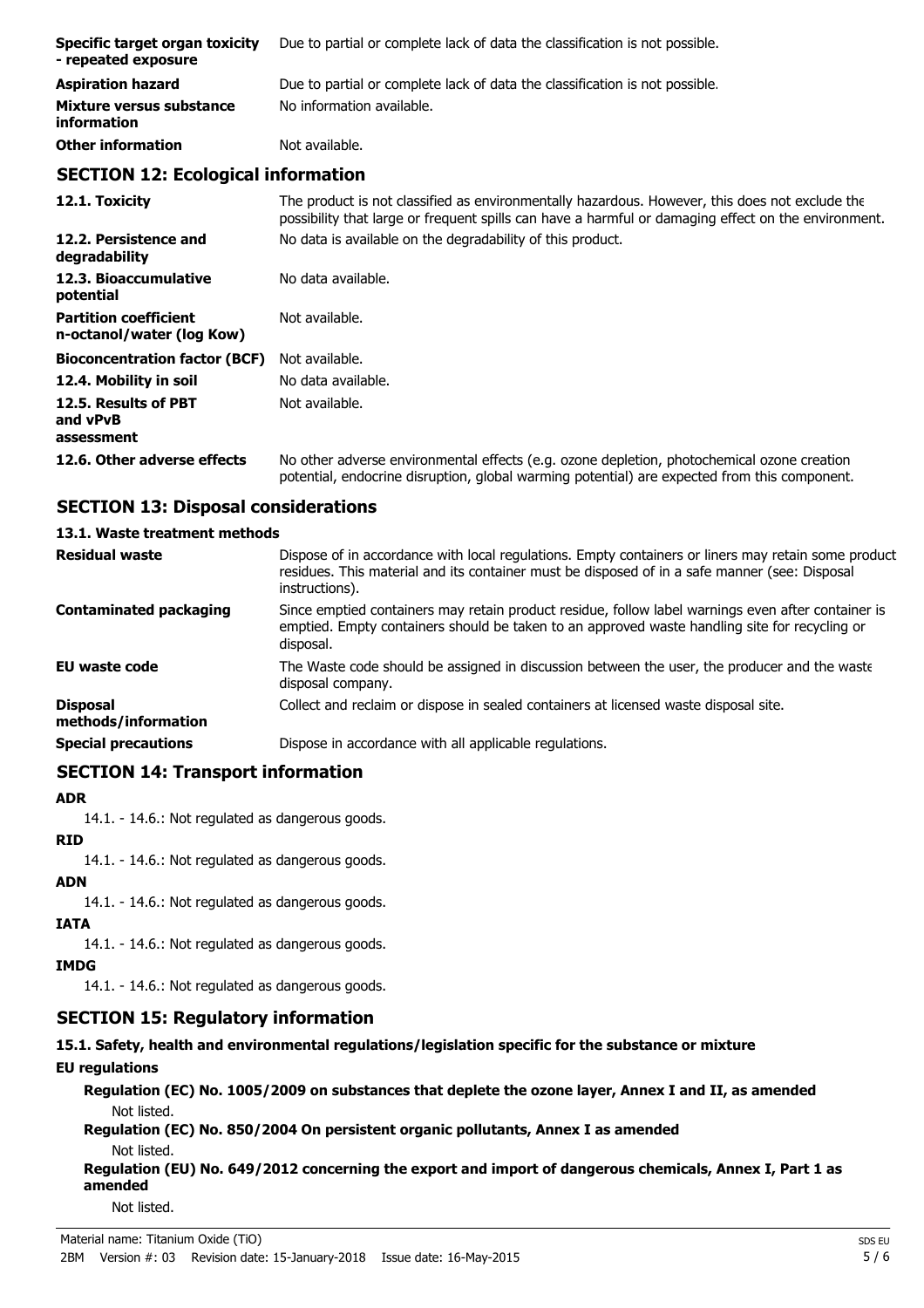| | |
|---|---|
| **Specific target organ toxicity - repeated exposure** | Due to partial or complete lack of data the classification is not possible. |
| **Aspiration hazard** | Due to partial or complete lack of data the classification is not possible. |
| **Mixture versus substance information** | No information available. |
| **Other information** | Not available. |

## SECTION 12: Ecological information

| | |
|---|---|
| **12.1. Toxicity** | The product is not classified as environmentally hazardous. However, this does not exclude the possibility that large or frequent spills can have a harmful or damaging effect on the environment. |
| **12.2. Persistence and degradability** | No data is available on the degradability of this product. |
| **12.3. Bioaccumulative potential** | No data available. |
| **Partition coefficient n-octanol/water (log Kow)** | Not available. |
| **Bioconcentration factor (BCF)** | Not available. |
| **12.4. Mobility in soil** | No data available. |
| **12.5. Results of PBT and vPvB assessment** | Not available. |
| **12.6. Other adverse effects** | No other adverse environmental effects (e.g. ozone depletion, photochemical ozone creation potential, endocrine disruption, global warming potential) are expected from this component. |

## SECTION 13: Disposal considerations

### 13.1. Waste treatment methods

| | |
|---|---|
| **Residual waste** | Dispose of in accordance with local regulations. Empty containers or liners may retain some product residues. This material and its container must be disposed of in a safe manner (see: Disposal instructions). |
| **Contaminated packaging** | Since emptied containers may retain product residue, follow label warnings even after container is emptied. Empty containers should be taken to an approved waste handling site for recycling or disposal. |
| **EU waste code** | The Waste code should be assigned in discussion between the user, the producer and the waste disposal company. |
| **Disposal methods/information** | Collect and reclaim or dispose in sealed containers at licensed waste disposal site. |
| **Special precautions** | Dispose in accordance with all applicable regulations. |

## SECTION 14: Transport information

**ADR**

14.1. - 14.6.: Not regulated as dangerous goods.

**RID**

14.1. - 14.6.: Not regulated as dangerous goods.

**ADN**

14.1. - 14.6.: Not regulated as dangerous goods.

**IATA**

14.1. - 14.6.: Not regulated as dangerous goods.

**IMDG**

14.1. - 14.6.: Not regulated as dangerous goods.

## SECTION 15: Regulatory information

### 15.1. Safety, health and environmental regulations/legislation specific for the substance or mixture

**EU regulations**

**Regulation (EC) No. 1005/2009 on substances that deplete the ozone layer, Annex I and II, as amended**

Not listed.

**Regulation (EC) No. 850/2004 On persistent organic pollutants, Annex I as amended**

Not listed.

**Regulation (EU) No. 649/2012 concerning the export and import of dangerous chemicals, Annex I, Part 1 as amended**

Not listed.

Material name: Titanium Oxide (TiO)

2BM Version #: 03 Revision date: 15-January-2018 Issue date: 16-May-2015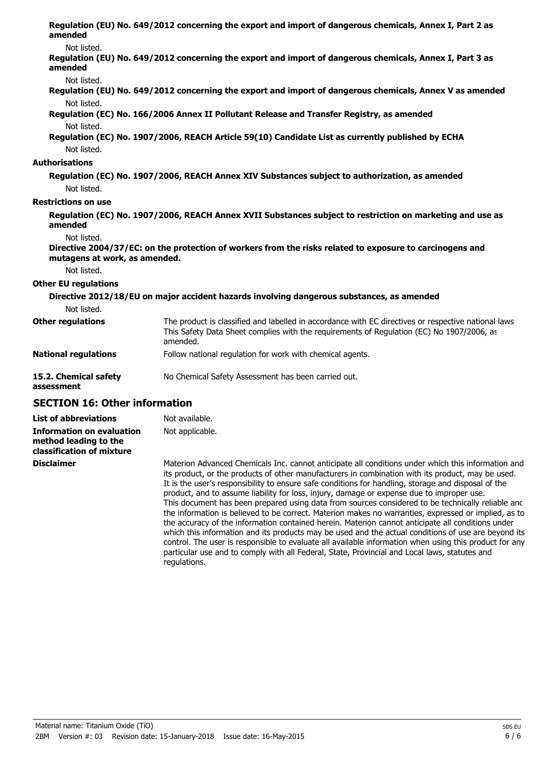**Regulation (EU) No. 649/2012 concerning the export and import of dangerous chemicals, Annex I, Part 2 as amended**

Not listed.

**Regulation (EU) No. 649/2012 concerning the export and import of dangerous chemicals, Annex I, Part 3 as amended**

Not listed.

**Regulation (EU) No. 649/2012 concerning the export and import of dangerous chemicals, Annex V as amended**

Not listed.

**Regulation (EC) No. 166/2006 Annex II Pollutant Release and Transfer Registry, as amended**

Not listed.

**Regulation (EC) No. 1907/2006, REACH Article 59(10) Candidate List as currently published by ECHA**

Not listed.

**Authorisations**

**Regulation (EC) No. 1907/2006, REACH Annex XIV Substances subject to authorization, as amended**

Not listed.

**Restrictions on use**

**Regulation (EC) No. 1907/2006, REACH Annex XVII Substances subject to restriction on marketing and use as amended**

Not listed.

**Directive 2004/37/EC: on the protection of workers from the risks related to exposure to carcinogens and mutagens at work, as amended.**

Not listed.

**Other EU regulations**

**Directive 2012/18/EU on major accident hazards involving dangerous substances, as amended**

Not listed.

**Other regulations** The product is classified and labelled in accordance with EC directives or respective national laws. This Safety Data Sheet complies with the requirements of Regulation (EC) No 1907/2006, as amended.

**National regulations** Follow national regulation for work with chemical agents.

**15.2. Chemical safety assessment** No Chemical Safety Assessment has been carried out.

## SECTION 16: Other information

**List of abbreviations** Not available.

**Information on evaluation method leading to the classification of mixture** Not applicable.

**Disclaimer** Materion Advanced Chemicals Inc. cannot anticipate all conditions under which this information and its product, or the products of other manufacturers in combination with its product, may be used. It is the user's responsibility to ensure safe conditions for handling, storage and disposal of the product, and to assume liability for loss, injury, damage or expense due to improper use. This document has been prepared using data from sources considered to be technically reliable and the information is believed to be correct. Materion makes no warranties, expressed or implied, as to the accuracy of the information contained herein. Materion cannot anticipate all conditions under which this information and its products may be used and the actual conditions of use are beyond its control. The user is responsible to evaluate all available information when using this product for any particular use and to comply with all Federal, State, Provincial and Local laws, statutes and regulations.

Material name: Titanium Oxide (TiO)

2BM Version #: 03 Revision date: 15-January-2018 Issue date: 16-May-2015